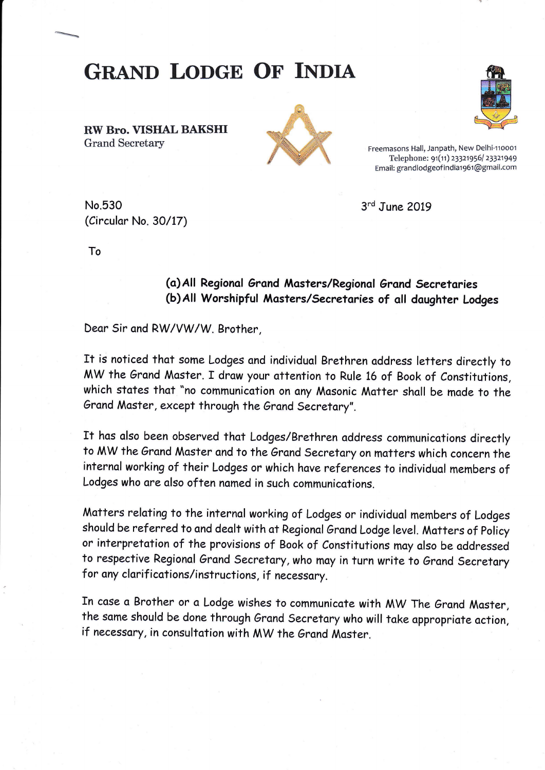# GRAND LODGE OF INDIA

**RW Bro. VISHAL BAKSHI**
Grand Secretary

Freemasons Hall, Janpath, New Delhi-110001
Telephone: 91(11) 23321956/ 23321949
Email: grandlodgeofindia1961@gmail.com

No.530
(Circular No. 30/17)

3rd June 2019

To

**(a) All Regional Grand Masters/Regional Grand Secretaries**
**(b) All Worshipful Masters/Secretaries of all daughter Lodges**

Dear Sir and RW/VW/W. Brother,

It is noticed that some Lodges and individual Brethren address letters directly to MW the Grand Master. I draw your attention to Rule 16 of Book of Constitutions, which states that "no communication on any Masonic Matter shall be made to the Grand Master, except through the Grand Secretary".

It has also been observed that Lodges/Brethren address communications directly to MW the Grand Master and to the Grand Secretary on matters which concern the internal working of their Lodges or which have references to individual members of Lodges who are also often named in such communications.

Matters relating to the internal working of Lodges or individual members of Lodges should be referred to and dealt with at Regional Grand Lodge level. Matters of Policy or interpretation of the provisions of Book of Constitutions may also be addressed to respective Regional Grand Secretary, who may in turn write to Grand Secretary for any clarifications/instructions, if necessary.

In case a Brother or a Lodge wishes to communicate with MW The Grand Master, the same should be done through Grand Secretary who will take appropriate action, if necessary, in consultation with MW the Grand Master.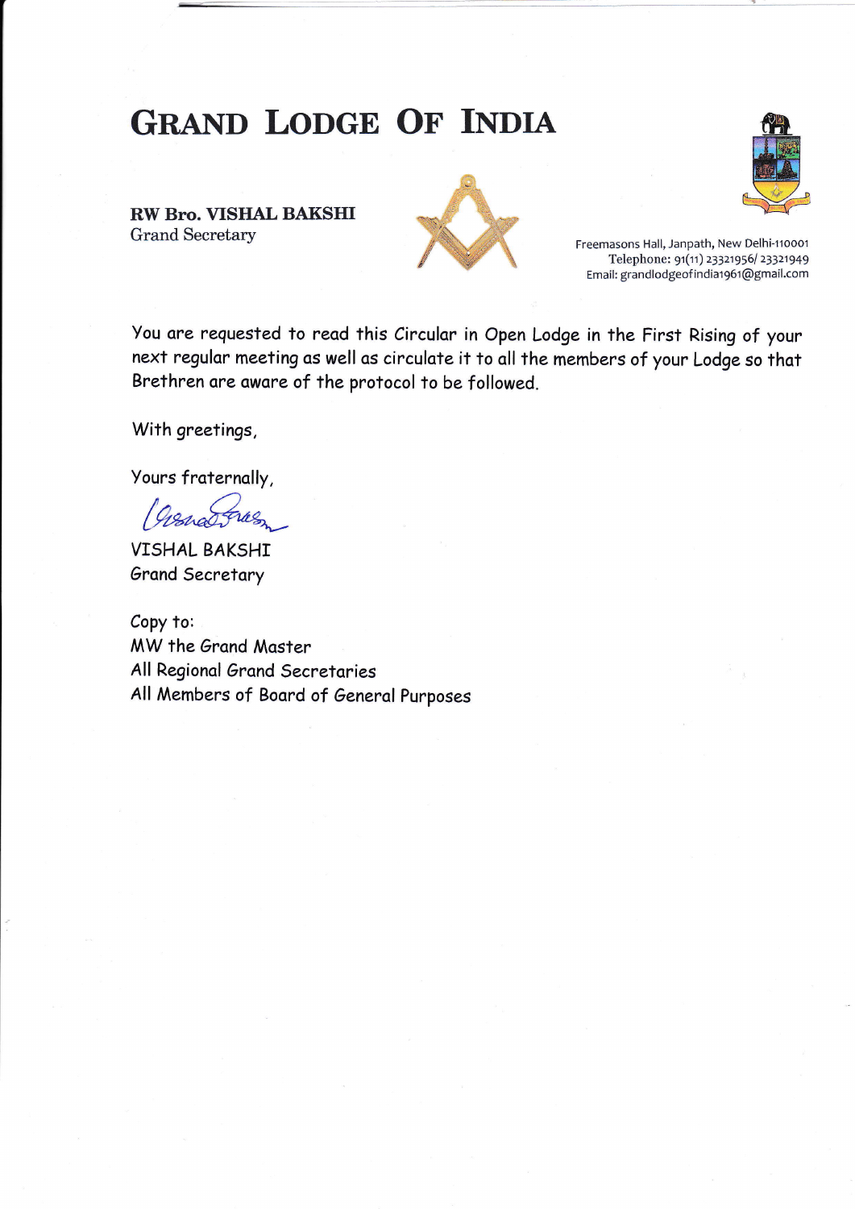# GRAND LODGE OF INDIA

**RW Bro. VISHAL BAKSHI**
Grand Secretary

Freemasons Hall, Janpath, New Delhi-110001
Telephone: 91(11) 23321956/ 23321949
Email: grandlodgeofindia1961@gmail.com

You are requested to read this Circular in Open Lodge in the First Rising of your next regular meeting as well as circulate it to all the members of your Lodge so that Brethren are aware of the protocol to be followed.

With greetings,

Yours fraternally,

VISHAL BAKSHI
Grand Secretary

Copy to:
MW the Grand Master
All Regional Grand Secretaries
All Members of Board of General Purposes